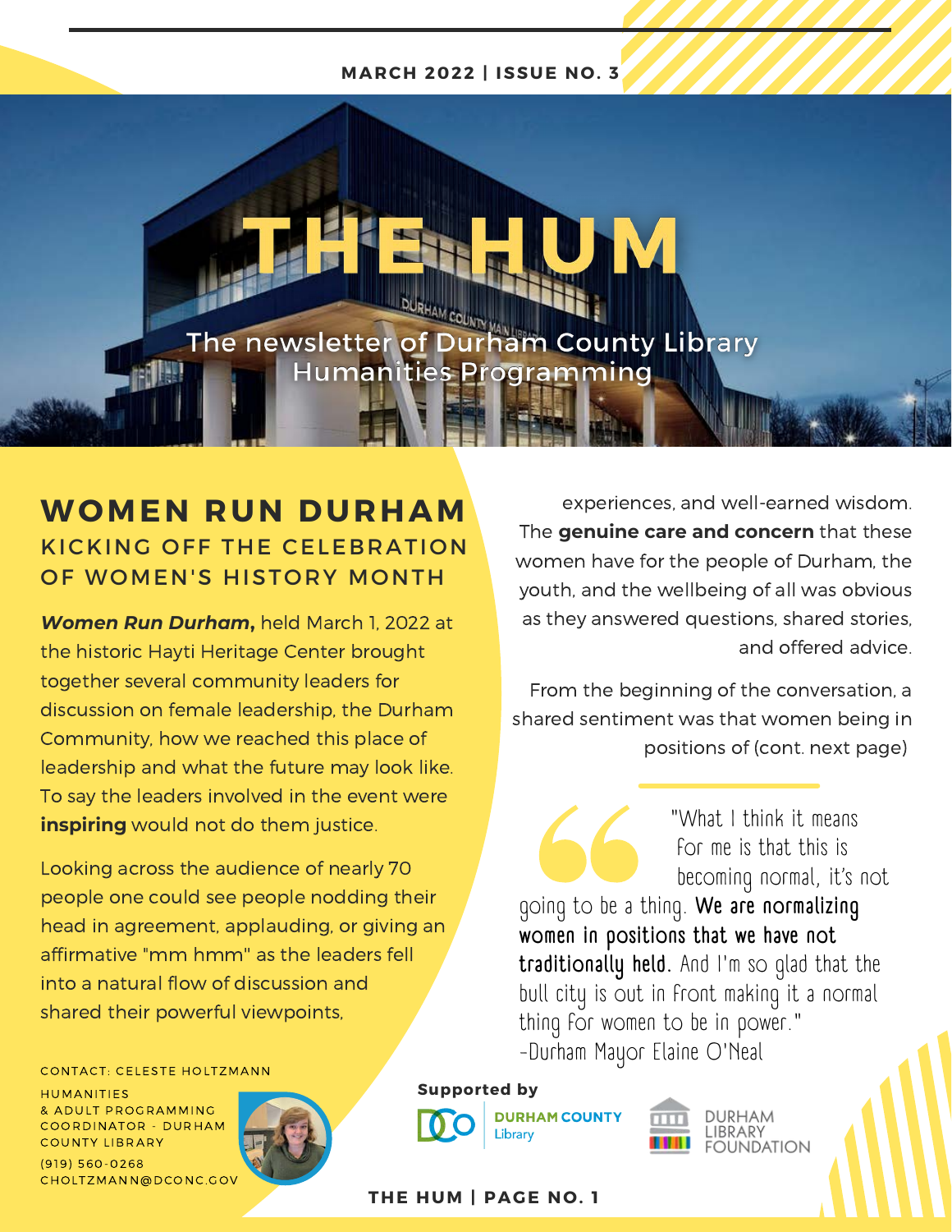MARCH 2022 | ISSUE NO. 3

# THE HUM

The newsletter of Durham County Library Humanities Programming

## WOMEN RUN DURHAM

### KICKING OFF THE CELEBRATION OF WOMEN'S HISTORY MONTH

***Women Run Durham*,** held March 1, 2022 at the historic Hayti Heritage Center brought together several community leaders for discussion on female leadership, the Durham Community, how we reached this place of leadership and what the future may look like. To say the leaders involved in the event were **inspiring** would not do them justice.

Looking across the audience of nearly 70 people one could see people nodding their head in agreement, applauding, or giving an affirmative "mm hmm" as the leaders fell into a natural flow of discussion and shared their powerful viewpoints, experiences, and well-earned wisdom. The **genuine care and concern** that these women have for the people of Durham, the youth, and the wellbeing of all was obvious as they answered questions, shared stories, and offered advice.

From the beginning of the conversation, a shared sentiment was that women being in positions of (cont. next page)

> "What I think it means for me is that this is becoming normal, it's not going to be a thing. **We are normalizing women in positions that we have not traditionally held.** And I'm so glad that the bull city is out in front making it a normal thing for women to be in power."
> -Durham Mayor Elaine O'Neal

CONTACT: CELESTE HOLTZMANN

HUMANITIES & ADULT PROGRAMMING COORDINATOR - DURHAM COUNTY LIBRARY

(919) 560-0268

CHOLTZMANN@DCONC.GOV

**Supported by**

DURHAM COUNTY Library

DURHAM LIBRARY FOUNDATION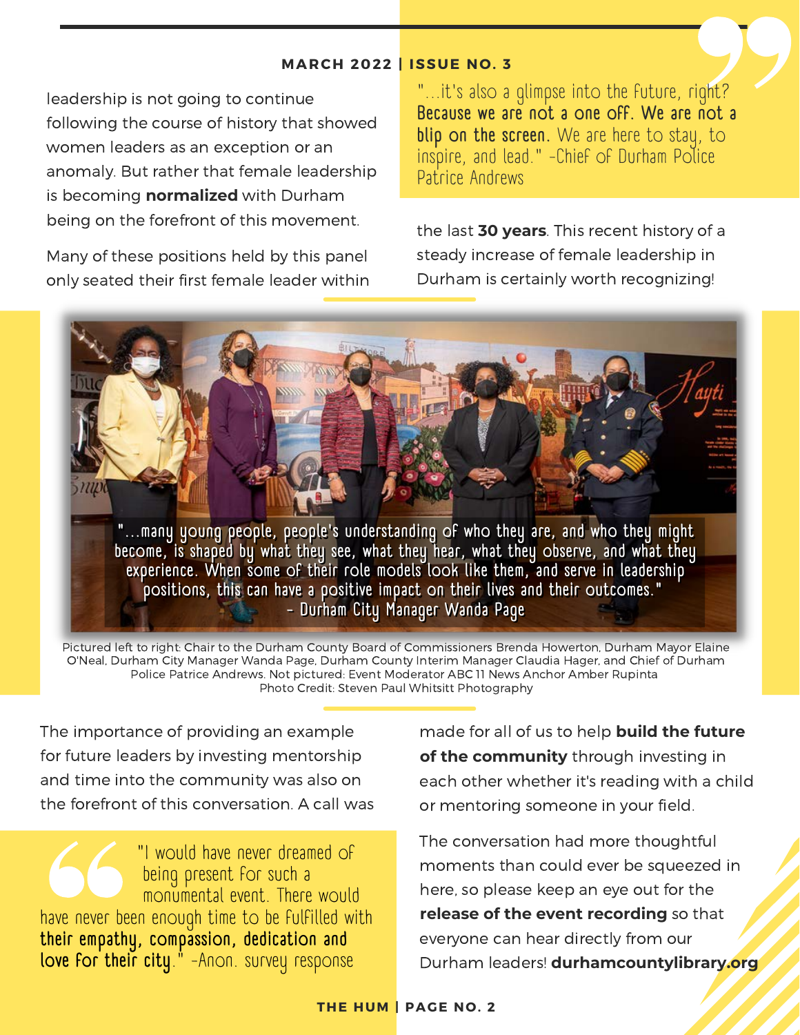leadership is not going to continue following the course of history that showed women leaders as an exception or an anomaly. But rather that female leadership is becoming **normalized** with Durham being on the forefront of this movement.

Many of these positions held by this panel only seated their first female leader within the last **30 years**. This recent history of a steady increase of female leadership in Durham is certainly worth recognizing!

"...it's also a glimpse into the future, right? **Because we are not a one off. We are not a blip on the screen.** We are here to stay, to inspire, and lead." -Chief of Durham Police Patrice Andrews

"...many young people, people's understanding of who they are, and who they might become, is shaped by what they see, what they hear, what they observe, and what they experience. When some of their role models look like them, and serve in leadership positions, this can have a positive impact on their lives and their outcomes."
- Durham City Manager Wanda Page

Pictured left to right: Chair to the Durham County Board of Commissioners Brenda Howerton, Durham Mayor Elaine O'Neal, Durham City Manager Wanda Page, Durham County Interim Manager Claudia Hager, and Chief of Durham Police Patrice Andrews. Not pictured: Event Moderator ABC 11 News Anchor Amber Rupinta
Photo Credit: Steven Paul Whitsitt Photography

The importance of providing an example for future leaders by investing mentorship and time into the community was also on the forefront of this conversation. A call was made for all of us to help **build the future of the community** through investing in each other whether it's reading with a child or mentoring someone in your field.

"I would have never dreamed of being present for such a monumental event. There would have never been enough time to be fulfilled with **their empathy, compassion, dedication and love for their city**." -Anon. survey response

The conversation had more thoughtful moments than could ever be squeezed in here, so please keep an eye out for the **release of the event recording** so that everyone can hear directly from our Durham leaders! **durhamcountylibrary.org**